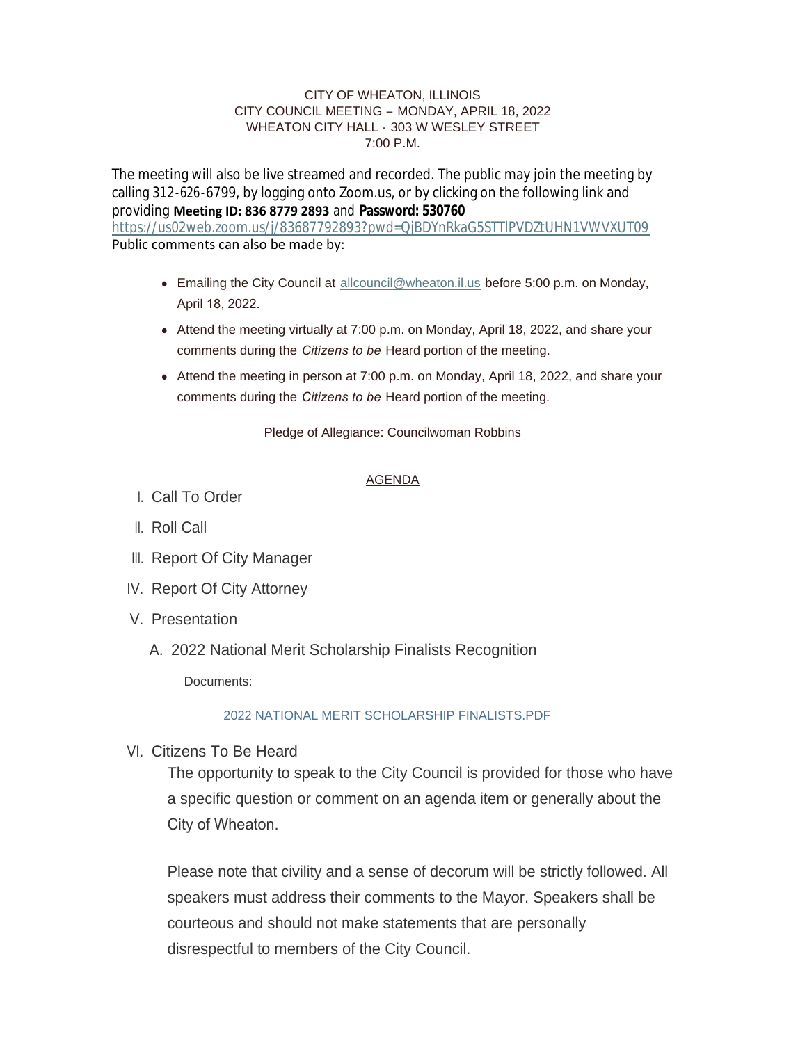CITY OF WHEATON, ILLINOIS
CITY COUNCIL MEETING – MONDAY, APRIL 18, 2022
WHEATON CITY HALL - 303 W WESLEY STREET
7:00 P.M.

The meeting will also be live streamed and recorded. The public may join the meeting by calling 312-626-6799, by logging onto Zoom.us, or by clicking on the following link and providing **Meeting ID: 836 8779 2893** and **Password: 530760**
https://us02web.zoom.us/j/83687792893?pwd=QjBDYnRkaG5STTlPVDZtUHN1VWVXUT09
Public comments can also be made by:

- Emailing the City Council at allcouncil@wheaton.il.us before 5:00 p.m. on Monday, April 18, 2022.
- Attend the meeting virtually at 7:00 p.m. on Monday, April 18, 2022, and share your comments during the *Citizens to be* Heard portion of the meeting.
- Attend the meeting in person at 7:00 p.m. on Monday, April 18, 2022, and share your comments during the *Citizens to be* Heard portion of the meeting.

Pledge of Allegiance: Councilwoman Robbins

## AGENDA

I. Call To Order

II. Roll Call

III. Report Of City Manager

IV. Report Of City Attorney

V. Presentation

A. 2022 National Merit Scholarship Finalists Recognition

Documents:

2022 NATIONAL MERIT SCHOLARSHIP FINALISTS.PDF

VI. Citizens To Be Heard

The opportunity to speak to the City Council is provided for those who have a specific question or comment on an agenda item or generally about the City of Wheaton.

Please note that civility and a sense of decorum will be strictly followed. All speakers must address their comments to the Mayor. Speakers shall be courteous and should not make statements that are personally disrespectful to members of the City Council.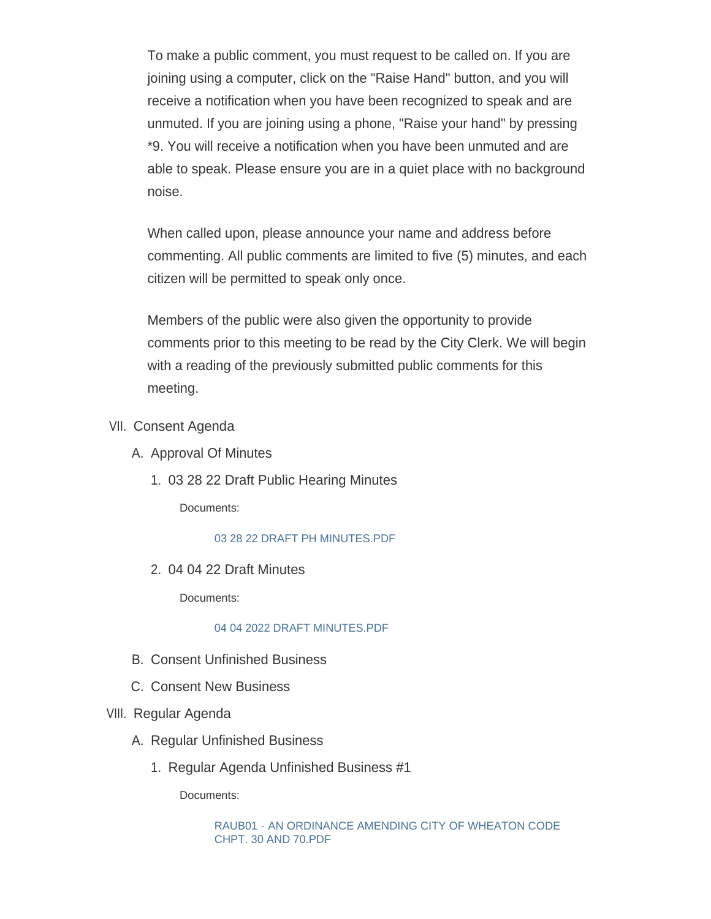To make a public comment, you must request to be called on. If you are joining using a computer, click on the "Raise Hand" button, and you will receive a notification when you have been recognized to speak and are unmuted. If you are joining using a phone, "Raise your hand" by pressing *9. You will receive a notification when you have been unmuted and are able to speak. Please ensure you are in a quiet place with no background noise.

When called upon, please announce your name and address before commenting. All public comments are limited to five (5) minutes, and each citizen will be permitted to speak only once.

Members of the public were also given the opportunity to provide comments prior to this meeting to be read by the City Clerk. We will begin with a reading of the previously submitted public comments for this meeting.

VII. Consent Agenda

A. Approval Of Minutes

1. 03 28 22 Draft Public Hearing Minutes

Documents:

03 28 22 DRAFT PH MINUTES.PDF

2. 04 04 22 Draft Minutes

Documents:

04 04 2022 DRAFT MINUTES.PDF

B. Consent Unfinished Business

C. Consent New Business

VIII. Regular Agenda

A. Regular Unfinished Business

1. Regular Agenda Unfinished Business #1

Documents:

RAUB01 - AN ORDINANCE AMENDING CITY OF WHEATON CODE CHPT. 30 AND 70.PDF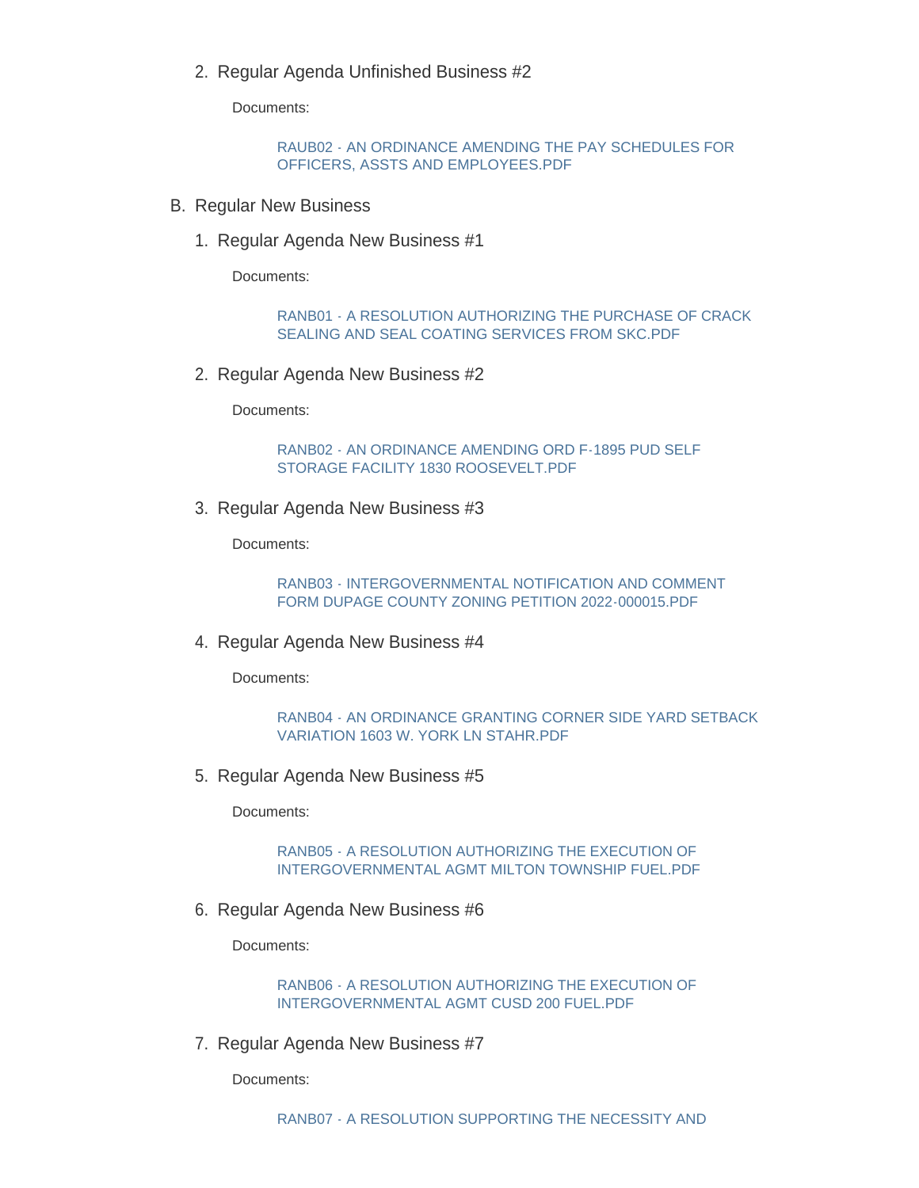2. Regular Agenda Unfinished Business #2

   Documents:

   RAUB02 - AN ORDINANCE AMENDING THE PAY SCHEDULES FOR OFFICERS, ASSTS AND EMPLOYEES.PDF

B. Regular New Business

1. Regular Agenda New Business #1

   Documents:

   RANB01 - A RESOLUTION AUTHORIZING THE PURCHASE OF CRACK SEALING AND SEAL COATING SERVICES FROM SKC.PDF

2. Regular Agenda New Business #2

   Documents:

   RANB02 - AN ORDINANCE AMENDING ORD F-1895 PUD SELF STORAGE FACILITY 1830 ROOSEVELT.PDF

3. Regular Agenda New Business #3

   Documents:

   RANB03 - INTERGOVERNMENTAL NOTIFICATION AND COMMENT FORM DUPAGE COUNTY ZONING PETITION 2022-000015.PDF

4. Regular Agenda New Business #4

   Documents:

   RANB04 - AN ORDINANCE GRANTING CORNER SIDE YARD SETBACK VARIATION 1603 W. YORK LN STAHR.PDF

5. Regular Agenda New Business #5

   Documents:

   RANB05 - A RESOLUTION AUTHORIZING THE EXECUTION OF INTERGOVERNMENTAL AGMT MILTON TOWNSHIP FUEL.PDF

6. Regular Agenda New Business #6

   Documents:

   RANB06 - A RESOLUTION AUTHORIZING THE EXECUTION OF INTERGOVERNMENTAL AGMT CUSD 200 FUEL.PDF

7. Regular Agenda New Business #7

   Documents:

   RANB07 - A RESOLUTION SUPPORTING THE NECESSITY AND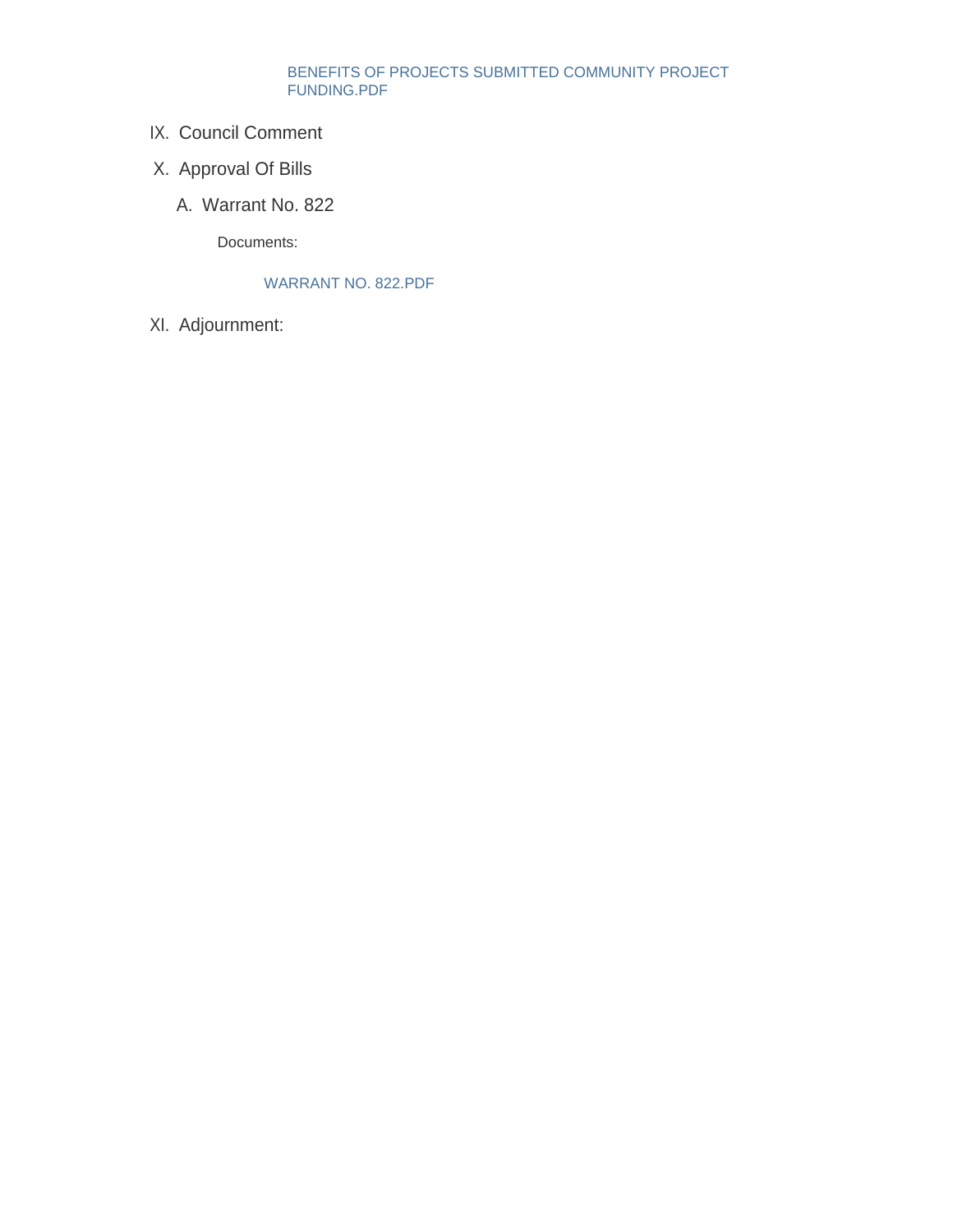BENEFITS OF PROJECTS SUBMITTED COMMUNITY PROJECT FUNDING.PDF

IX. Council Comment

X. Approval Of Bills

A. Warrant No. 822

Documents:

WARRANT NO. 822.PDF

XI. Adjournment: